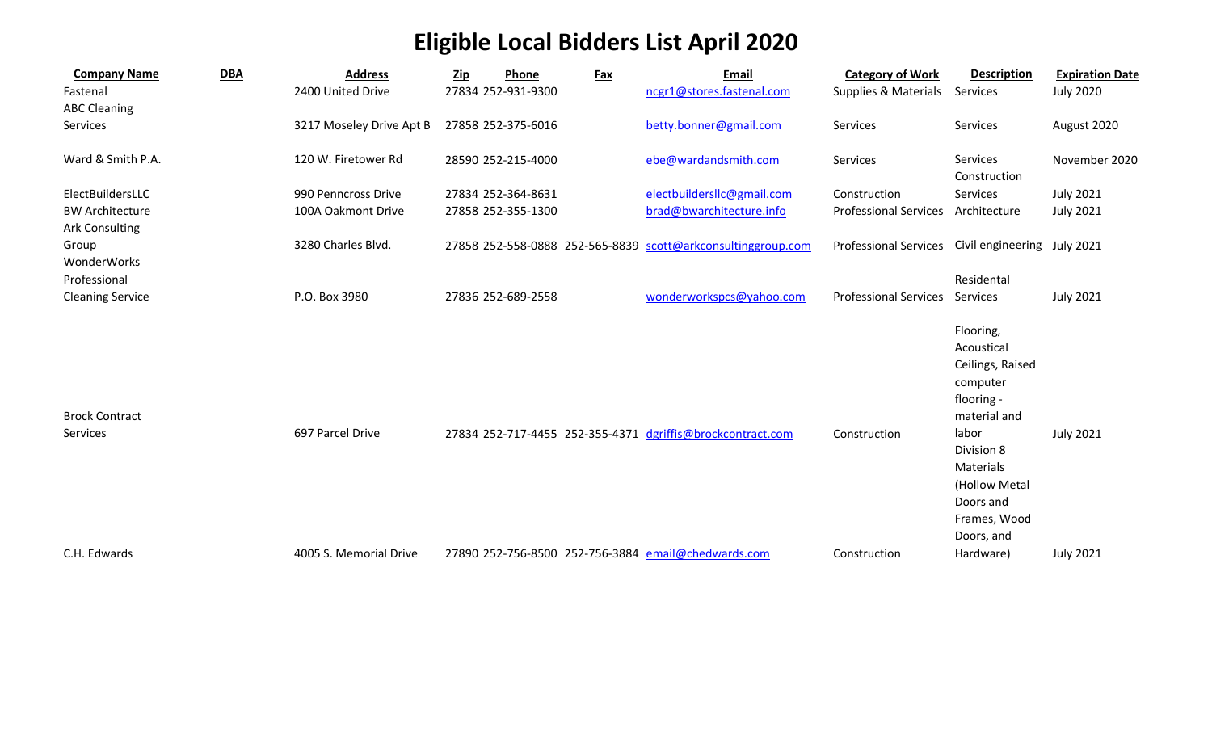# Eligible Local Bidders List April 2020

| Company Name | DBA | Address | Zip | Phone | Fax | Email | Category of Work | Description | Expiration Date |
|---|---|---|---|---|---|---|---|---|---|
| Fastenal | | 2400 United Drive | 27834 | 252-931-9300 | | ncgr1@stores.fastenal.com | Supplies & Materials | Services | July 2020 |
| ABC Cleaning Services | | 3217 Moseley Drive Apt B | 27858 | 252-375-6016 | | betty.bonner@gmail.com | Services | Services | August 2020 |
| Ward & Smith P.A. | | 120 W. Firetower Rd | 28590 | 252-215-4000 | | ebe@wardandsmith.com | Services | Services | November 2020 |
| ElectBuildersLLC | | 990 Penncross Drive | 27834 | 252-364-8631 | | electbuildersllc@gmail.com | Construction | Construction Services | July 2021 |
| BW Architecture | | 100A Oakmont Drive | 27858 | 252-355-1300 | | brad@bwarchitecture.info | Professional Services | Architecture | July 2021 |
| Ark Consulting Group | | 3280 Charles Blvd. | 27858 | 252-558-0888 | 252-565-8839 | scott@arkconsultinggroup.com | Professional Services | Civil engineering | July 2021 |
| WonderWorks Professional Cleaning Service | | P.O. Box 3980 | 27836 | 252-689-2558 | | wonderworkspcs@yahoo.com | Professional Services | Residental Services | July 2021 |
| Brock Contract Services | | 697 Parcel Drive | 27834 | 252-717-4455 | 252-355-4371 | dgriffis@brockcontract.com | Construction | Flooring, Acoustical Ceilings, Raised computer flooring - material and labor | July 2021 |
| C.H. Edwards | | 4005 S. Memorial Drive | 27890 | 252-756-8500 | 252-756-3884 | email@chedwards.com | Construction | Division 8 Materials (Hollow Metal Doors and Frames, Wood Doors, and Hardware) | July 2021 |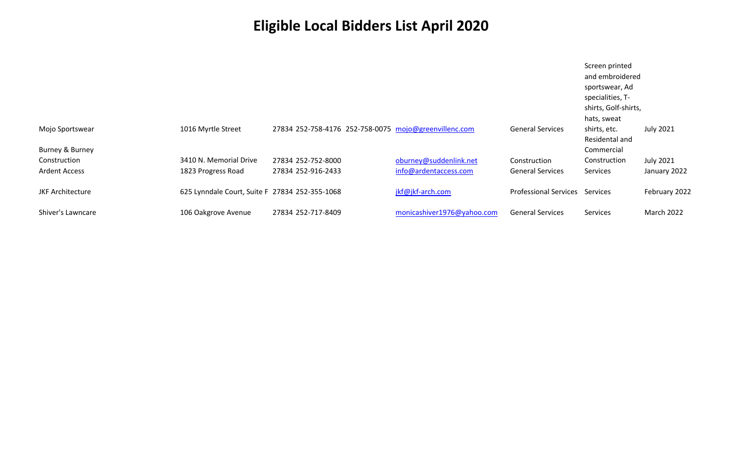# Eligible Local Bidders List April 2020

| | | | | | | | | |
|---|---|---|---|---|---|---|---|---|
| Mojo Sportswear | 1016 Myrtle Street | 27834 | 252-758-4176 | 252-758-0075 | mojo@greenvillenc.com | General Services | Screen printed and embroidered sportswear, Ad specialities, T-shirts, Golf-shirts, hats, sweat shirts, etc. | July 2021 |
| Burney & Burney Construction | 3410 N. Memorial Drive | 27834 | 252-752-8000 | | oburney@suddenlink.net | Construction | Residental and Commercial Construction | July 2021 |
| Ardent Access | 1823 Progress Road | 27834 | 252-916-2433 | | info@ardentaccess.com | General Services | Services | January 2022 |
| JKF Architecture | 625 Lynndale Court, Suite F | 27834 | 252-355-1068 | | jkf@jkf-arch.com | Professional Services | Services | February 2022 |
| Shiver's Lawncare | 106 Oakgrove Avenue | 27834 | 252-717-8409 | | monicashiver1976@yahoo.com | General Services | Services | March 2022 |